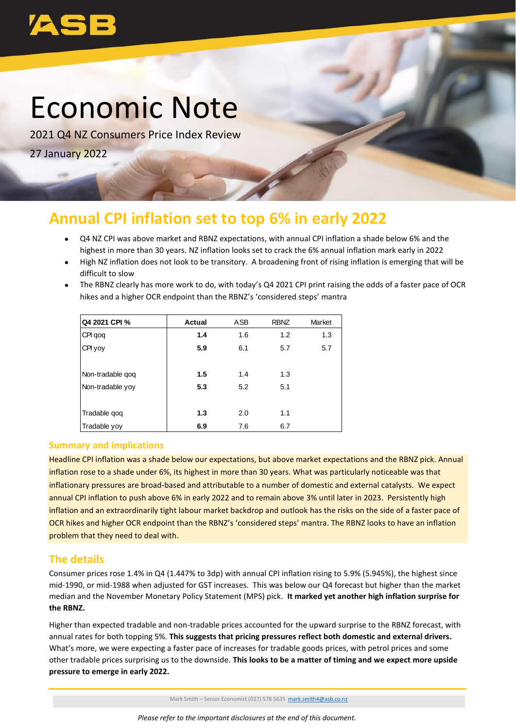# Economic Note

2021 Q4 NZ Consumers Price Index Review

27 January 2022

## Annual CPI inflation set to top 6% in early 2022

- Q4 NZ CPI was above market and RBNZ expectations, with annual CPI inflation a shade below 6% and the highest in more than 30 years. NZ inflation looks set to crack the 6% annual inflation mark early in 2022
- High NZ inflation does not look to be transitory. A broadening front of rising inflation is emerging that will be difficult to slow
- The RBNZ clearly has more work to do, with today's Q4 2021 CPI print raising the odds of a faster pace of OCR hikes and a higher OCR endpoint than the RBNZ's 'considered steps' mantra

| Q4 2021 CPI % | Actual | ASB | RBNZ | Market |
|---|---|---|---|---|
| CPI qoq | **1.4** | 1.6 | 1.2 | 1.3 |
| CPI yoy | **5.9** | 6.1 | 5.7 | 5.7 |
| | | | | |
| Non-tradable qoq | **1.5** | 1.4 | 1.3 | |
| Non-tradable yoy | **5.3** | 5.2 | 5.1 | |
| | | | | |
| Tradable qoq | **1.3** | 2.0 | 1.1 | |
| Tradable yoy | **6.9** | 7.6 | 6.7 | |

### Summary and implications

Headline CPI inflation was a shade below our expectations, but above market expectations and the RBNZ pick. Annual inflation rose to a shade under 6%, its highest in more than 30 years. What was particularly noticeable was that inflationary pressures are broad-based and attributable to a number of domestic and external catalysts. We expect annual CPI inflation to push above 6% in early 2022 and to remain above 3% until later in 2023. Persistently high inflation and an extraordinarily tight labour market backdrop and outlook has the risks on the side of a faster pace of OCR hikes and higher OCR endpoint than the RBNZ's 'considered steps' mantra. The RBNZ looks to have an inflation problem that they need to deal with.

### The details

Consumer prices rose 1.4% in Q4 (1.447% to 3dp) with annual CPI inflation rising to 5.9% (5.945%), the highest since mid-1990, or mid-1988 when adjusted for GST increases. This was below our Q4 forecast but higher than the market median and the November Monetary Policy Statement (MPS) pick. **It marked yet another high inflation surprise for the RBNZ.**

Higher than expected tradable and non-tradable prices accounted for the upward surprise to the RBNZ forecast, with annual rates for both topping 5%. **This suggests that pricing pressures reflect both domestic and external drivers.** What's more, we were expecting a faster pace of increases for tradable goods prices, with petrol prices and some other tradable prices surprising us to the downside. **This looks to be a matter of timing and we expect more upside pressure to emerge in early 2022.**

Mark Smith – Senior Economist (027) 578 5635 mark.smith4@asb.co.nz

*Please refer to the important disclosures at the end of this document.*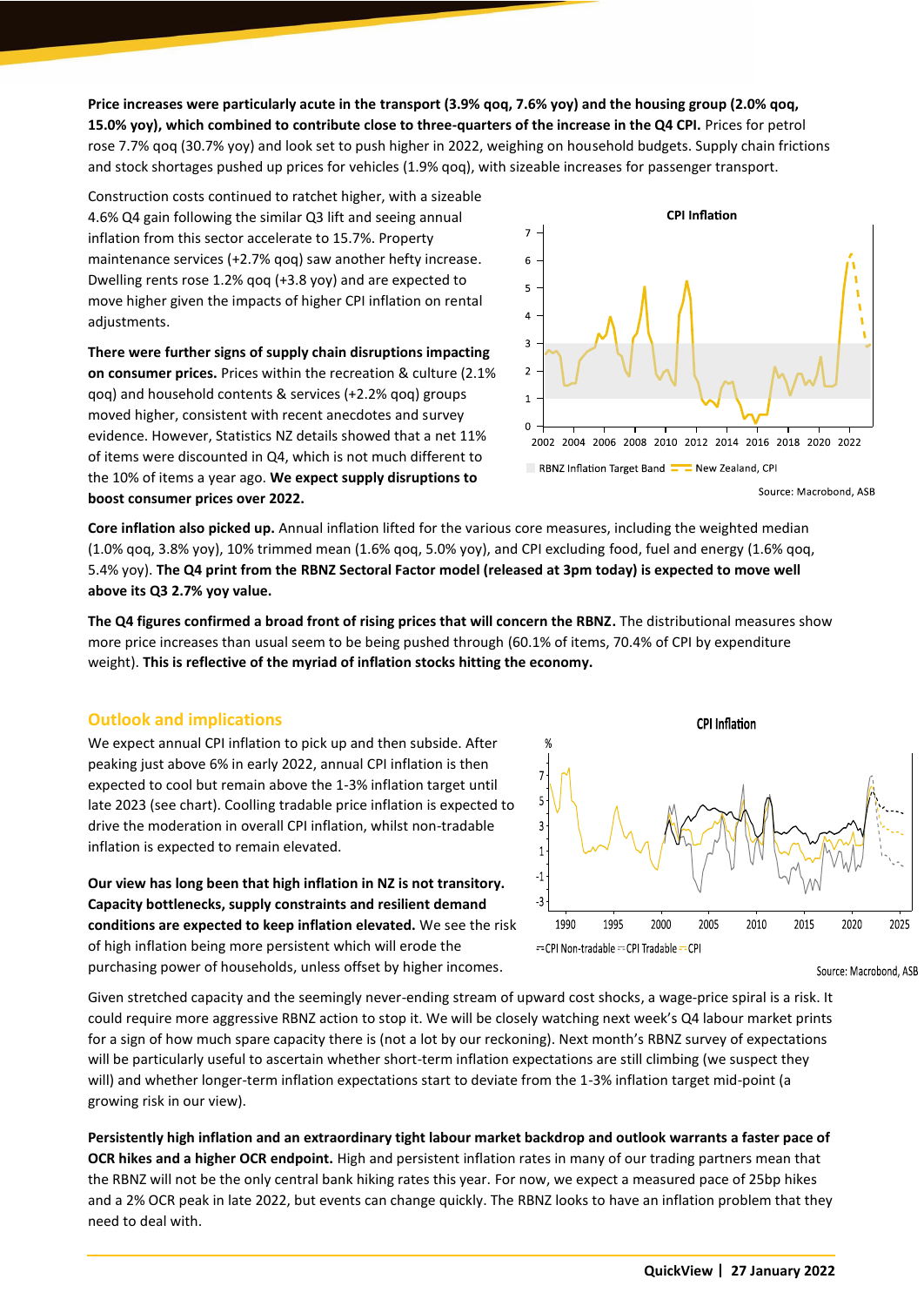**Price increases were particularly acute in the transport (3.9% qoq, 7.6% yoy) and the housing group (2.0% qoq, 15.0% yoy), which combined to contribute close to three-quarters of the increase in the Q4 CPI.** Prices for petrol rose 7.7% qoq (30.7% yoy) and look set to push higher in 2022, weighing on household budgets. Supply chain frictions and stock shortages pushed up prices for vehicles (1.9% qoq), with sizeable increases for passenger transport.

Construction costs continued to ratchet higher, with a sizeable 4.6% Q4 gain following the similar Q3 lift and seeing annual inflation from this sector accelerate to 15.7%. Property maintenance services (+2.7% qoq) saw another hefty increase. Dwelling rents rose 1.2% qoq (+3.8 yoy) and are expected to move higher given the impacts of higher CPI inflation on rental adjustments.

**There were further signs of supply chain disruptions impacting on consumer prices.** Prices within the recreation & culture (2.1% qoq) and household contents & services (+2.2% qoq) groups moved higher, consistent with recent anecdotes and survey evidence. However, Statistics NZ details showed that a net 11% of items were discounted in Q4, which is not much different to the 10% of items a year ago. **We expect supply disruptions to boost consumer prices over 2022.**

CPI Inflation

RBNZ Inflation Target Band; New Zealand, CPI

Source: Macrobond, ASB

**Core inflation also picked up.** Annual inflation lifted for the various core measures, including the weighted median (1.0% qoq, 3.8% yoy), 10% trimmed mean (1.6% qoq, 5.0% yoy), and CPI excluding food, fuel and energy (1.6% qoq, 5.4% yoy). **The Q4 print from the RBNZ Sectoral Factor model (released at 3pm today) is expected to move well above its Q3 2.7% yoy value.**

**The Q4 figures confirmed a broad front of rising prices that will concern the RBNZ.** The distributional measures show more price increases than usual seem to be being pushed through (60.1% of items, 70.4% of CPI by expenditure weight). **This is reflective of the myriad of inflation stocks hitting the economy.**

## Outlook and implications

We expect annual CPI inflation to pick up and then subside. After peaking just above 6% in early 2022, annual CPI inflation is then expected to cool but remain above the 1-3% inflation target until late 2023 (see chart). Coolling tradable price inflation is expected to drive the moderation in overall CPI inflation, whilst non-tradable inflation is expected to remain elevated.

**Our view has long been that high inflation in NZ is not transitory. Capacity bottlenecks, supply constraints and resilient demand conditions are expected to keep inflation elevated.** We see the risk of high inflation being more persistent which will erode the purchasing power of households, unless offset by higher incomes.

CPI Inflation

CPI Non-tradable; CPI Tradable; CPI

Source: Macrobond, ASB

Given stretched capacity and the seemingly never-ending stream of upward cost shocks, a wage-price spiral is a risk. It could require more aggressive RBNZ action to stop it. We will be closely watching next week's Q4 labour market prints for a sign of how much spare capacity there is (not a lot by our reckoning). Next month's RBNZ survey of expectations will be particularly useful to ascertain whether short-term inflation expectations are still climbing (we suspect they will) and whether longer-term inflation expectations start to deviate from the 1-3% inflation target mid-point (a growing risk in our view).

**Persistently high inflation and an extraordinary tight labour market backdrop and outlook warrants a faster pace of OCR hikes and a higher OCR endpoint.** High and persistent inflation rates in many of our trading partners mean that the RBNZ will not be the only central bank hiking rates this year. For now, we expect a measured pace of 25bp hikes and a 2% OCR peak in late 2022, but events can change quickly. The RBNZ looks to have an inflation problem that they need to deal with.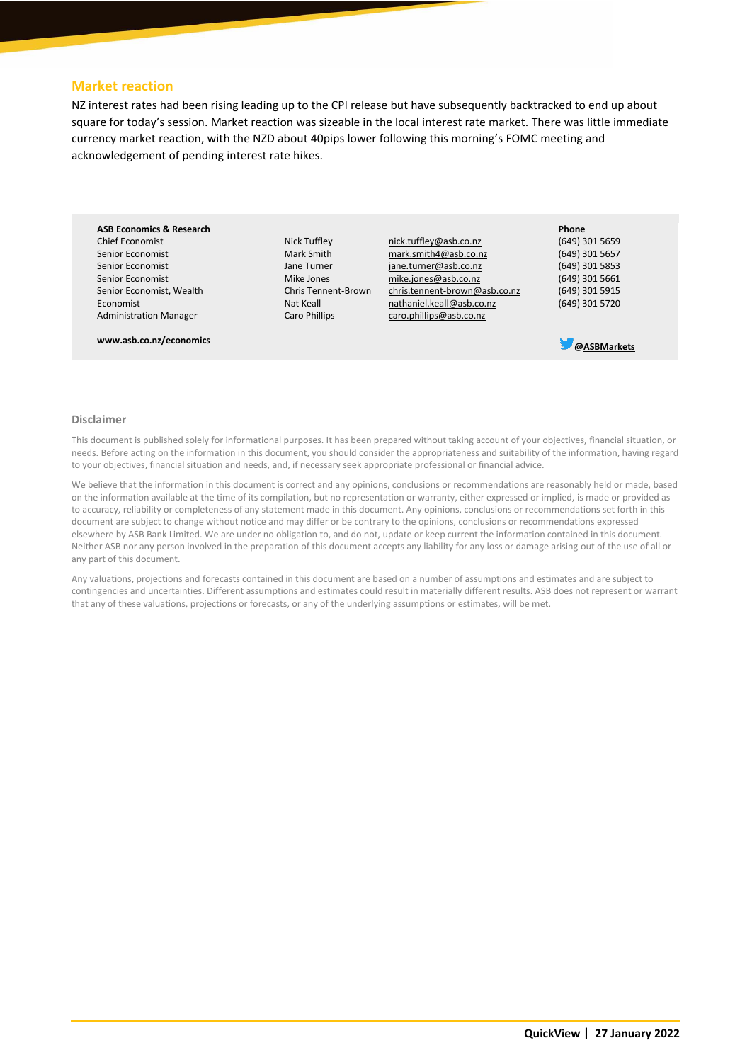## Market reaction

NZ interest rates had been rising leading up to the CPI release but have subsequently backtracked to end up about square for today's session. Market reaction was sizeable in the local interest rate market. There was little immediate currency market reaction, with the NZD about 40pips lower following this morning's FOMC meeting and acknowledgement of pending interest rate hikes.

| ASB Economics & Research | | | Phone |
|---|---|---|---|
| Chief Economist | Nick Tuffley | nick.tuffley@asb.co.nz | (649) 301 5659 |
| Senior Economist | Mark Smith | mark.smith4@asb.co.nz | (649) 301 5657 |
| Senior Economist | Jane Turner | jane.turner@asb.co.nz | (649) 301 5853 |
| Senior Economist | Mike Jones | mike.jones@asb.co.nz | (649) 301 5661 |
| Senior Economist, Wealth | Chris Tennent-Brown | chris.tennent-brown@asb.co.nz | (649) 301 5915 |
| Economist | Nat Keall | nathaniel.keall@asb.co.nz | (649) 301 5720 |
| Administration Manager | Caro Phillips | caro.phillips@asb.co.nz | |

**www.asb.co.nz/economics**

**@ASBMarkets**

### Disclaimer

This document is published solely for informational purposes. It has been prepared without taking account of your objectives, financial situation, or needs. Before acting on the information in this document, you should consider the appropriateness and suitability of the information, having regard to your objectives, financial situation and needs, and, if necessary seek appropriate professional or financial advice.

We believe that the information in this document is correct and any opinions, conclusions or recommendations are reasonably held or made, based on the information available at the time of its compilation, but no representation or warranty, either expressed or implied, is made or provided as to accuracy, reliability or completeness of any statement made in this document. Any opinions, conclusions or recommendations set forth in this document are subject to change without notice and may differ or be contrary to the opinions, conclusions or recommendations expressed elsewhere by ASB Bank Limited. We are under no obligation to, and do not, update or keep current the information contained in this document. Neither ASB nor any person involved in the preparation of this document accepts any liability for any loss or damage arising out of the use of all or any part of this document.

Any valuations, projections and forecasts contained in this document are based on a number of assumptions and estimates and are subject to contingencies and uncertainties. Different assumptions and estimates could result in materially different results. ASB does not represent or warrant that any of these valuations, projections or forecasts, or any of the underlying assumptions or estimates, will be met.